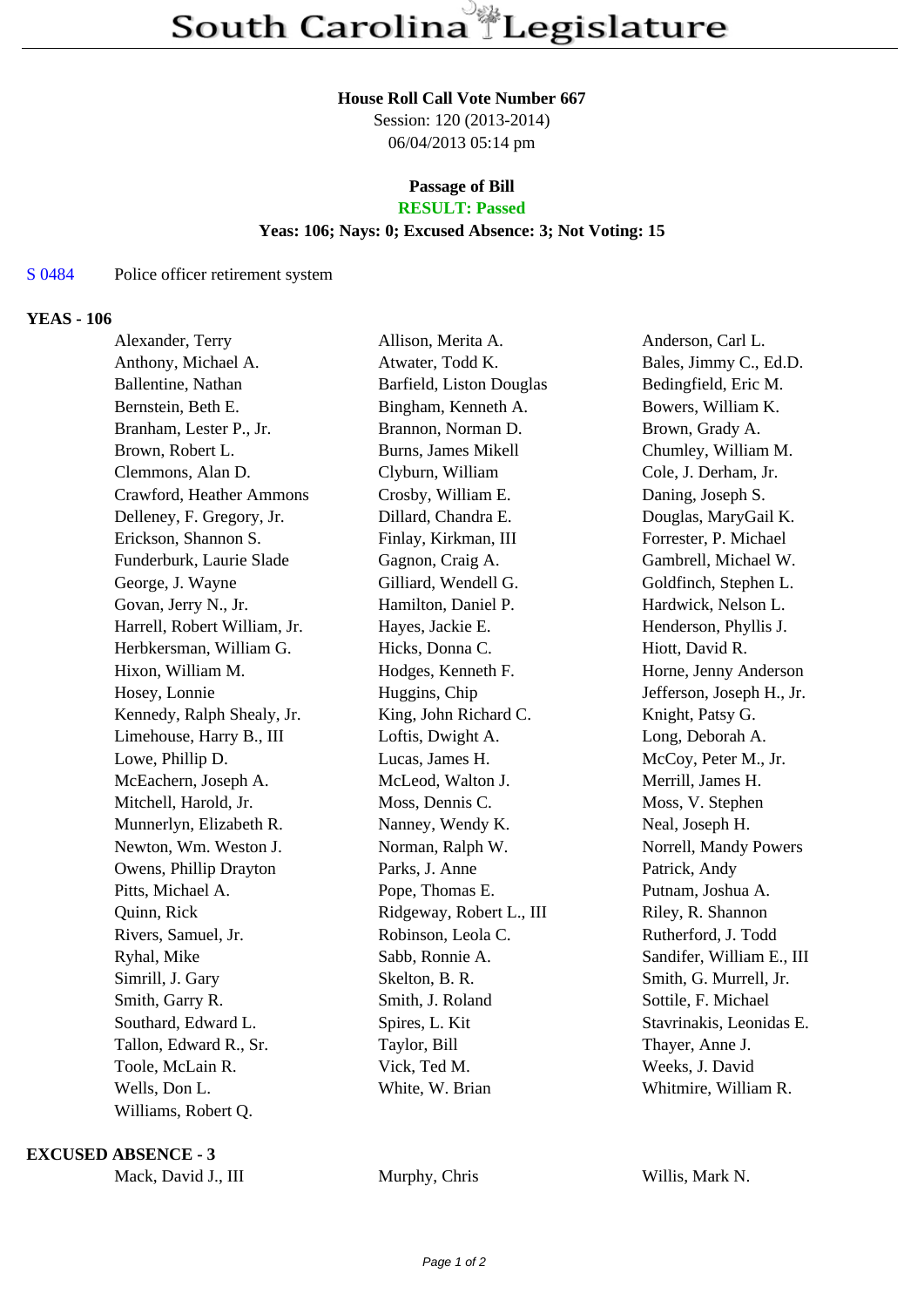# South Carolina Legislature

**House Roll Call Vote Number 667**
Session: 120 (2013-2014)
06/04/2013 05:14 pm

**Passage of Bill**
**RESULT: Passed**
**Yeas: 106; Nays: 0; Excused Absence: 3; Not Voting: 15**

S 0484 Police officer retirement system

**YEAS - 106**

| | | |
|---|---|---|
| Alexander, Terry | Allison, Merita A. | Anderson, Carl L. |
| Anthony, Michael A. | Atwater, Todd K. | Bales, Jimmy C., Ed.D. |
| Ballentine, Nathan | Barfield, Liston Douglas | Bedingfield, Eric M. |
| Bernstein, Beth E. | Bingham, Kenneth A. | Bowers, William K. |
| Branham, Lester P., Jr. | Brannon, Norman D. | Brown, Grady A. |
| Brown, Robert L. | Burns, James Mikell | Chumley, William M. |
| Clemmons, Alan D. | Clyburn, William | Cole, J. Derham, Jr. |
| Crawford, Heather Ammons | Crosby, William E. | Daning, Joseph S. |
| Delleney, F. Gregory, Jr. | Dillard, Chandra E. | Douglas, MaryGail K. |
| Erickson, Shannon S. | Finlay, Kirkman, III | Forrester, P. Michael |
| Funderburk, Laurie Slade | Gagnon, Craig A. | Gambrell, Michael W. |
| George, J. Wayne | Gilliard, Wendell G. | Goldfinch, Stephen L. |
| Govan, Jerry N., Jr. | Hamilton, Daniel P. | Hardwick, Nelson L. |
| Harrell, Robert William, Jr. | Hayes, Jackie E. | Henderson, Phyllis J. |
| Herbkersman, William G. | Hicks, Donna C. | Hiott, David R. |
| Hixon, William M. | Hodges, Kenneth F. | Horne, Jenny Anderson |
| Hosey, Lonnie | Huggins, Chip | Jefferson, Joseph H., Jr. |
| Kennedy, Ralph Shealy, Jr. | King, John Richard C. | Knight, Patsy G. |
| Limehouse, Harry B., III | Loftis, Dwight A. | Long, Deborah A. |
| Lowe, Phillip D. | Lucas, James H. | McCoy, Peter M., Jr. |
| McEachern, Joseph A. | McLeod, Walton J. | Merrill, James H. |
| Mitchell, Harold, Jr. | Moss, Dennis C. | Moss, V. Stephen |
| Munnerlyn, Elizabeth R. | Nanney, Wendy K. | Neal, Joseph H. |
| Newton, Wm. Weston J. | Norman, Ralph W. | Norrell, Mandy Powers |
| Owens, Phillip Drayton | Parks, J. Anne | Patrick, Andy |
| Pitts, Michael A. | Pope, Thomas E. | Putnam, Joshua A. |
| Quinn, Rick | Ridgeway, Robert L., III | Riley, R. Shannon |
| Rivers, Samuel, Jr. | Robinson, Leola C. | Rutherford, J. Todd |
| Ryhal, Mike | Sabb, Ronnie A. | Sandifer, William E., III |
| Simrill, J. Gary | Skelton, B. R. | Smith, G. Murrell, Jr. |
| Smith, Garry R. | Smith, J. Roland | Sottile, F. Michael |
| Southard, Edward L. | Spires, L. Kit | Stavrinakis, Leonidas E. |
| Tallon, Edward R., Sr. | Taylor, Bill | Thayer, Anne J. |
| Toole, McLain R. | Vick, Ted M. | Weeks, J. David |
| Wells, Don L. | White, W. Brian | Whitmire, William R. |
| Williams, Robert Q. | | |

**EXCUSED ABSENCE - 3**

| | | |
|---|---|---|
| Mack, David J., III | Murphy, Chris | Willis, Mark N. |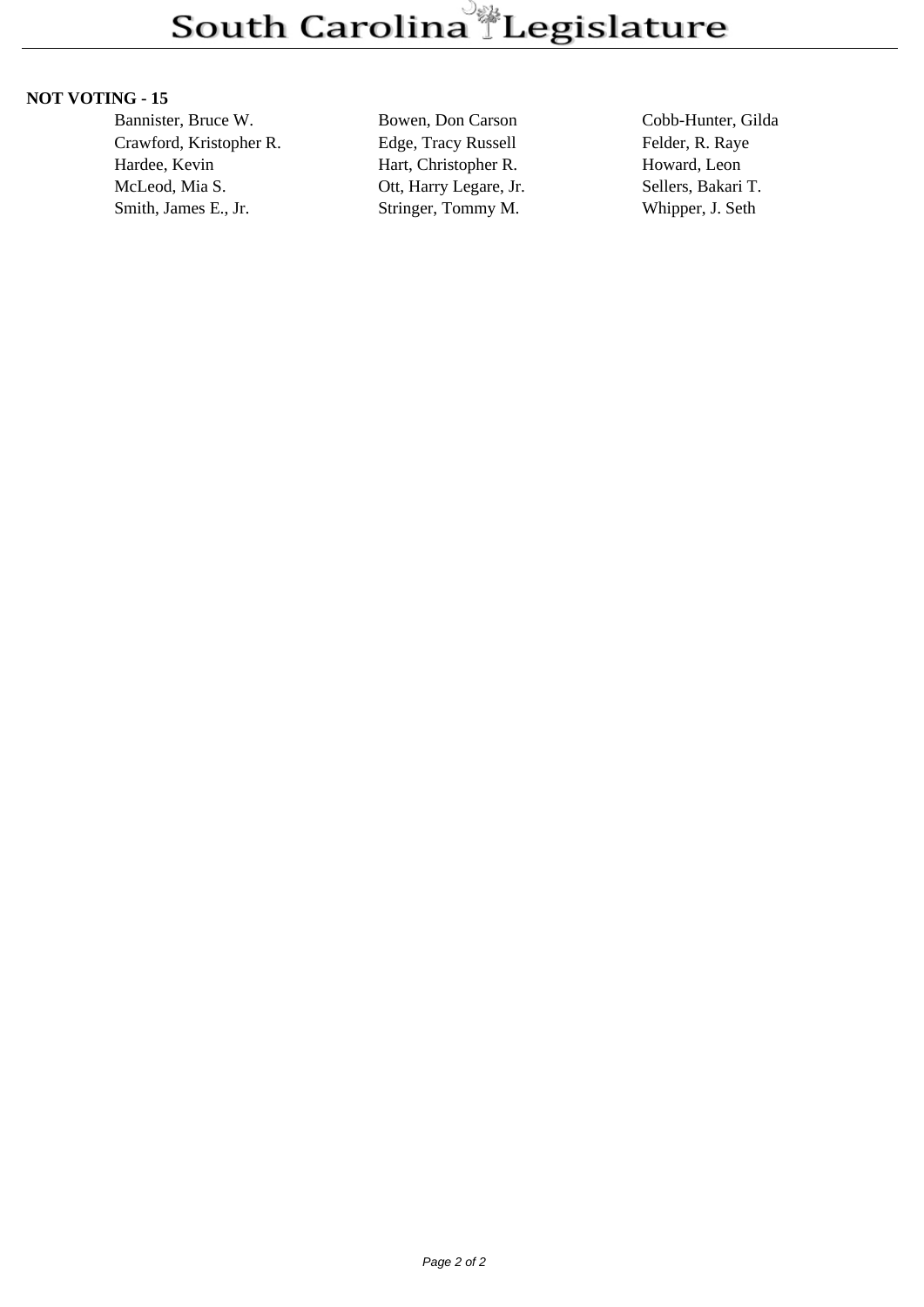**NOT VOTING - 15**

| | | |
|---|---|---|
| Bannister, Bruce W. | Bowen, Don Carson | Cobb-Hunter, Gilda |
| Crawford, Kristopher R. | Edge, Tracy Russell | Felder, R. Raye |
| Hardee, Kevin | Hart, Christopher R. | Howard, Leon |
| McLeod, Mia S. | Ott, Harry Legare, Jr. | Sellers, Bakari T. |
| Smith, James E., Jr. | Stringer, Tommy M. | Whipper, J. Seth |